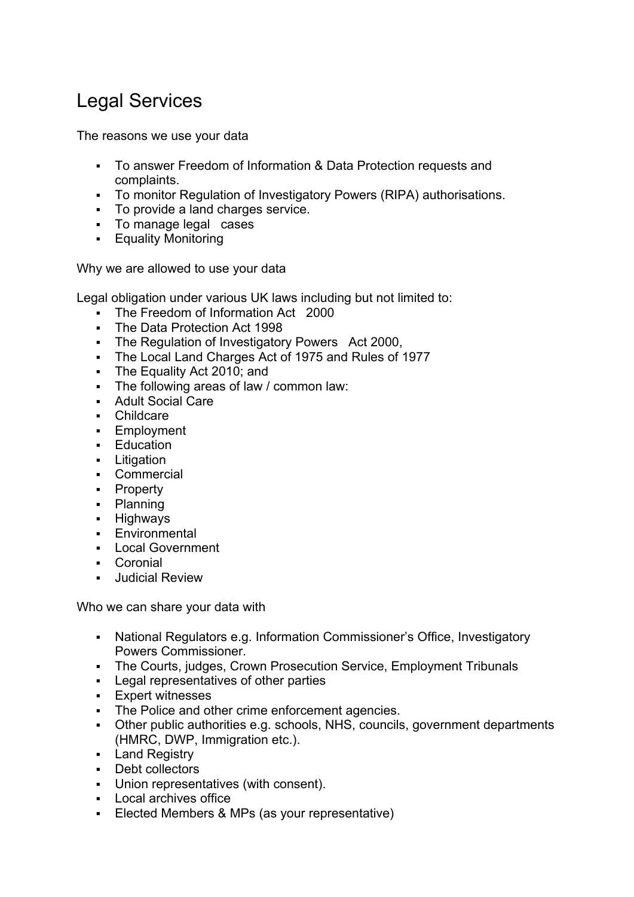# Legal Services

The reasons we use your data

- To answer Freedom of Information & Data Protection requests and complaints.
- To monitor Regulation of Investigatory Powers (RIPA) authorisations.
- To provide a land charges service.
- To manage legal cases
- Equality Monitoring

Why we are allowed to use your data

Legal obligation under various UK laws including but not limited to:

- The Freedom of Information Act 2000
- The Data Protection Act 1998
- The Regulation of Investigatory Powers Act 2000,
- The Local Land Charges Act of 1975 and Rules of 1977
- The Equality Act 2010; and
- The following areas of law / common law:
- Adult Social Care
- Childcare
- Employment
- Education
- Litigation
- Commercial
- Property
- Planning
- Highways
- Environmental
- Local Government
- Coronial
- Judicial Review

Who we can share your data with

- National Regulators e.g. Information Commissioner's Office, Investigatory Powers Commissioner.
- The Courts, judges, Crown Prosecution Service, Employment Tribunals
- Legal representatives of other parties
- Expert witnesses
- The Police and other crime enforcement agencies.
- Other public authorities e.g. schools, NHS, councils, government departments (HMRC, DWP, Immigration etc.).
- Land Registry
- Debt collectors
- Union representatives (with consent).
- Local archives office
- Elected Members & MPs (as your representative)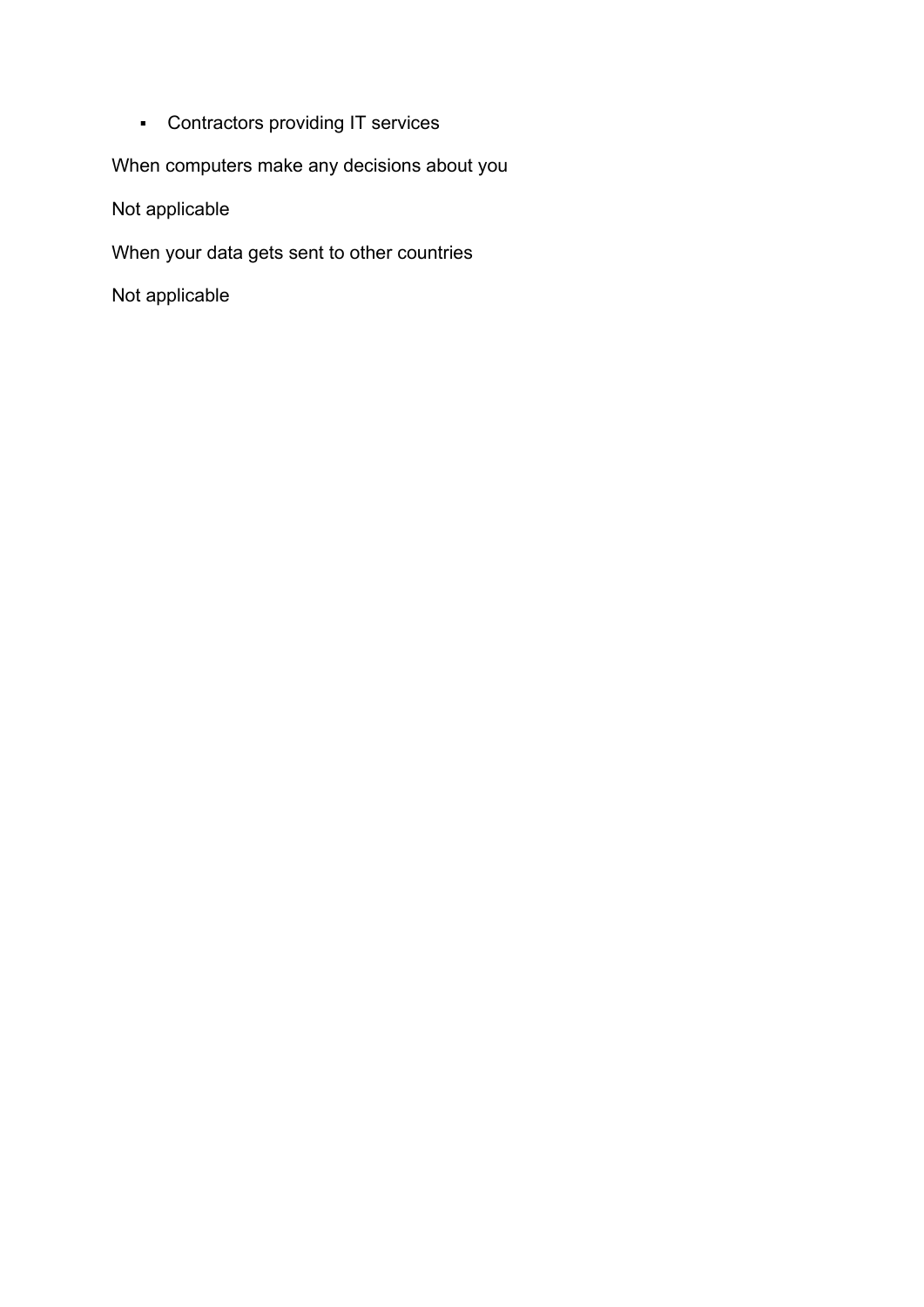- Contractors providing IT services

When computers make any decisions about you

Not applicable

When your data gets sent to other countries

Not applicable